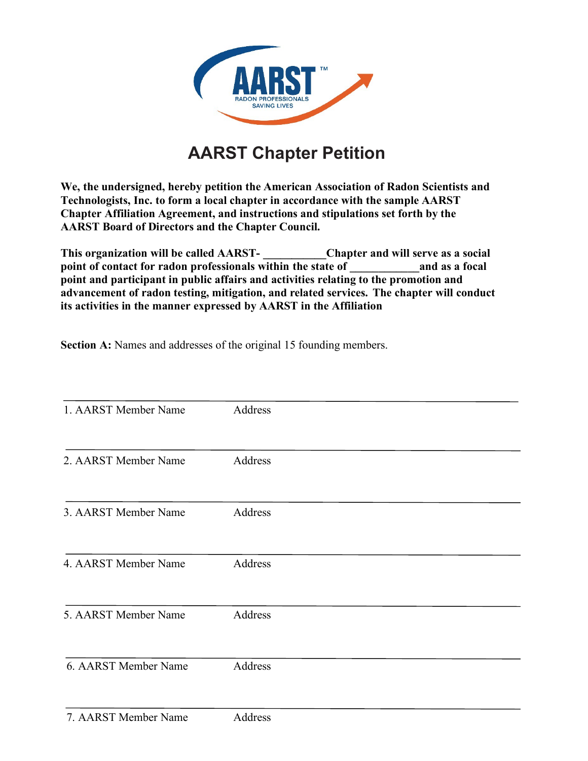AARST

RADON PROFESSIONALS SAVING LIVES

# AARST Chapter Petition

**We, the undersigned, hereby petition the American Association of Radon Scientists and Technologists, Inc. to form a local chapter in accordance with the sample AARST Chapter Affiliation Agreement, and instructions and stipulations set forth by the AARST Board of Directors and the Chapter Council.**

**This organization will be called AARST- ___________Chapter and will serve as a social point of contact for radon professionals within the state of ____________and as a focal point and participant in public affairs and activities relating to the promotion and advancement of radon testing, mitigation, and related services. The chapter will conduct its activities in the manner expressed by AARST in the Affiliation**

**Section A:** Names and addresses of the original 15 founding members.

______________________________________________________________

1. AARST Member Name &nbsp;&nbsp;&nbsp;&nbsp; Address

______________________________________________________________

2. AARST Member Name &nbsp;&nbsp;&nbsp;&nbsp; Address

______________________________________________________________

3. AARST Member Name &nbsp;&nbsp;&nbsp;&nbsp; Address

______________________________________________________________

4. AARST Member Name &nbsp;&nbsp;&nbsp;&nbsp; Address

______________________________________________________________

5. AARST Member Name &nbsp;&nbsp;&nbsp;&nbsp; Address

______________________________________________________________

6. AARST Member Name &nbsp;&nbsp;&nbsp;&nbsp; Address

______________________________________________________________

7. AARST Member Name &nbsp;&nbsp;&nbsp;&nbsp; Address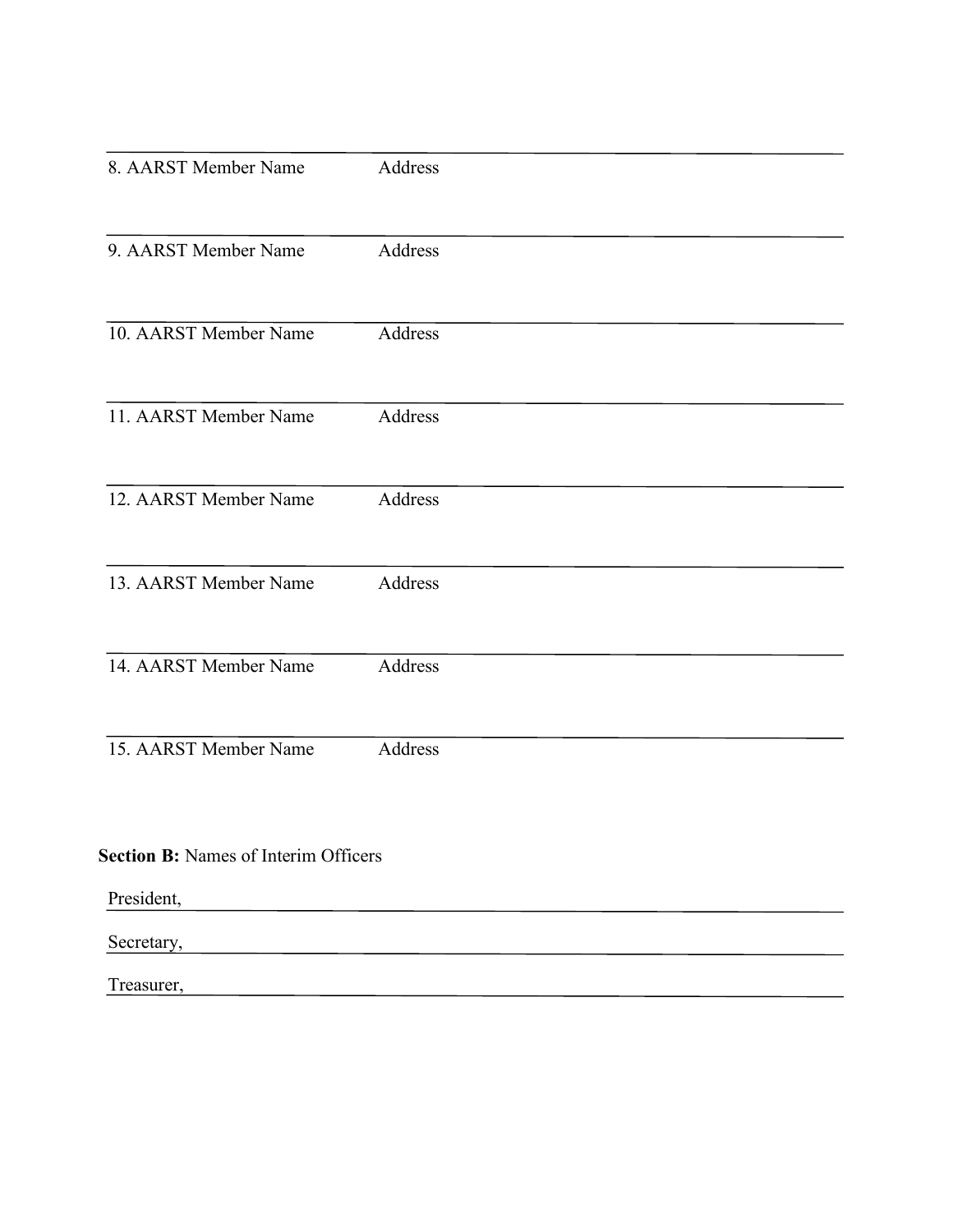8. AARST Member Name Address

9. AARST Member Name Address

10. AARST Member Name Address

11. AARST Member Name Address

12. AARST Member Name Address

13. AARST Member Name Address

14. AARST Member Name Address

15. AARST Member Name Address

**Section B:** Names of Interim Officers

President, ______________________________

Secretary, ______________________________

Treasurer, ______________________________